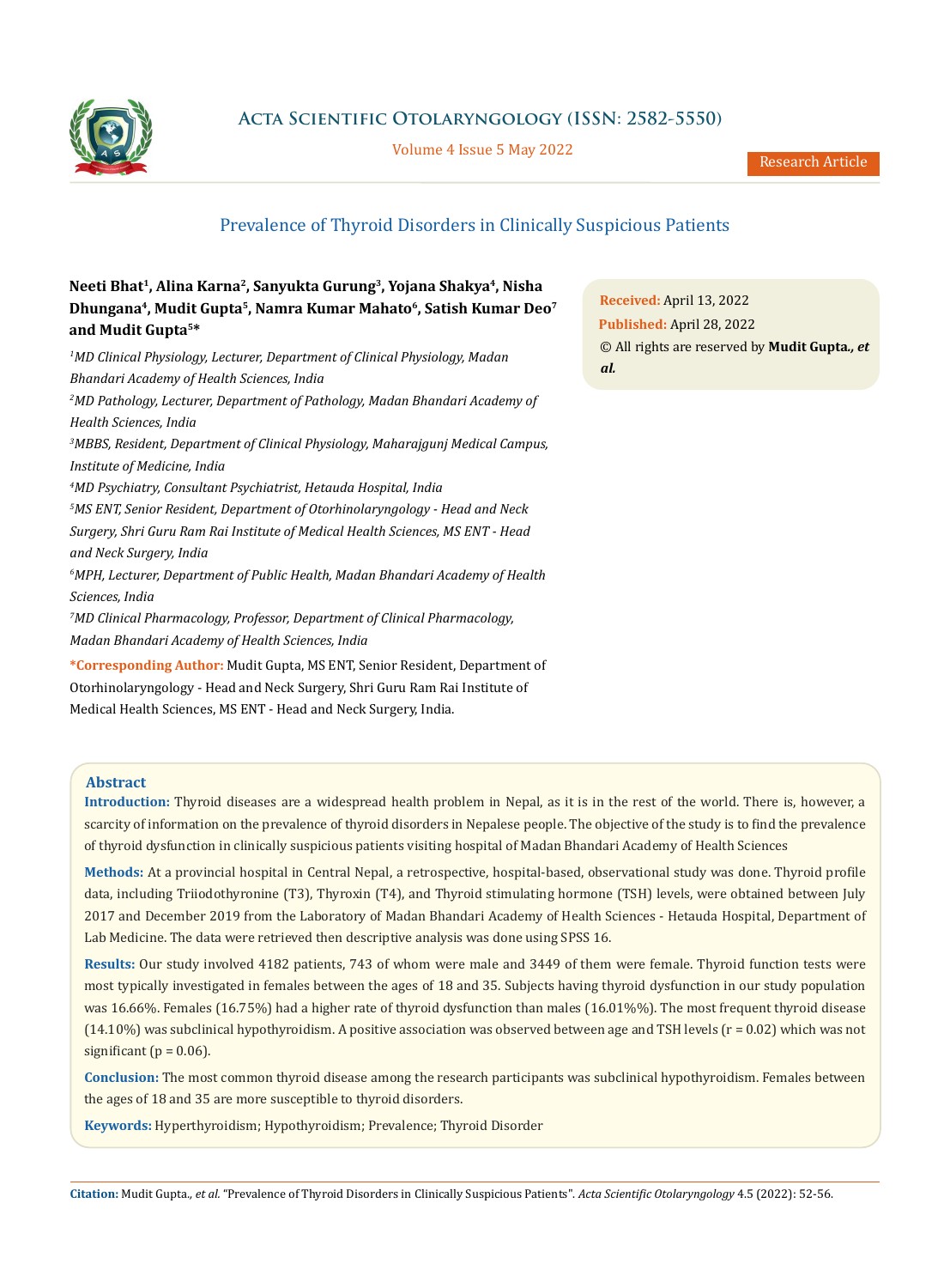Research Article

# Prevalence of Thyroid Disorders in Clinically Suspicious Patients

**Neeti Bhat[1], Alina Karna[2], Sanyukta Gurung[3], Yojana Shakya[4], Nisha Dhungana[4], Mudit Gupta[5], Namra Kumar Mahato[6], Satish Kumar Deo[7] and Mudit Gupta[5]***

*[1]MD Clinical Physiology, Lecturer, Department of Clinical Physiology, Madan Bhandari Academy of Health Sciences, India*

*[2]MD Pathology, Lecturer, Department of Pathology, Madan Bhandari Academy of Health Sciences, India*

*[3]MBBS, Resident, Department of Clinical Physiology, Maharajgunj Medical Campus, Institute of Medicine, India*

*[4]MD Psychiatry, Consultant Psychiatrist, Hetauda Hospital, India*

*[5]MS ENT, Senior Resident, Department of Otorhinolaryngology - Head and Neck Surgery, Shri Guru Ram Rai Institute of Medical Health Sciences, MS ENT - Head and Neck Surgery, India*

*[6]MPH, Lecturer, Department of Public Health, Madan Bhandari Academy of Health Sciences, India*

*[7]MD Clinical Pharmacology, Professor, Department of Clinical Pharmacology, Madan Bhandari Academy of Health Sciences, India*

**\*Corresponding Author:** Mudit Gupta, MS ENT, Senior Resident, Department of Otorhinolaryngology - Head and Neck Surgery, Shri Guru Ram Rai Institute of Medical Health Sciences, MS ENT - Head and Neck Surgery, India.

**Received:** April 13, 2022
**Published:** April 28, 2022
© All rights are reserved by **Mudit Gupta*., et al.***

## Abstract

**Introduction:** Thyroid diseases are a widespread health problem in Nepal, as it is in the rest of the world. There is, however, a scarcity of information on the prevalence of thyroid disorders in Nepalese people. The objective of the study is to find the prevalence of thyroid dysfunction in clinically suspicious patients visiting hospital of Madan Bhandari Academy of Health Sciences

**Methods:** At a provincial hospital in Central Nepal, a retrospective, hospital-based, observational study was done. Thyroid profile data, including Triiodothyronine (T3), Thyroxin (T4), and Thyroid stimulating hormone (TSH) levels, were obtained between July 2017 and December 2019 from the Laboratory of Madan Bhandari Academy of Health Sciences - Hetauda Hospital, Department of Lab Medicine. The data were retrieved then descriptive analysis was done using SPSS 16.

**Results:** Our study involved 4182 patients, 743 of whom were male and 3449 of them were female. Thyroid function tests were most typically investigated in females between the ages of 18 and 35. Subjects having thyroid dysfunction in our study population was 16.66%. Females (16.75%) had a higher rate of thyroid dysfunction than males (16.01%%). The most frequent thyroid disease (14.10%) was subclinical hypothyroidism. A positive association was observed between age and TSH levels ($r = 0.02$) which was not significant ($p = 0.06$).

**Conclusion:** The most common thyroid disease among the research participants was subclinical hypothyroidism. Females between the ages of 18 and 35 are more susceptible to thyroid disorders.

**Keywords:** Hyperthyroidism; Hypothyroidism; Prevalence; Thyroid Disorder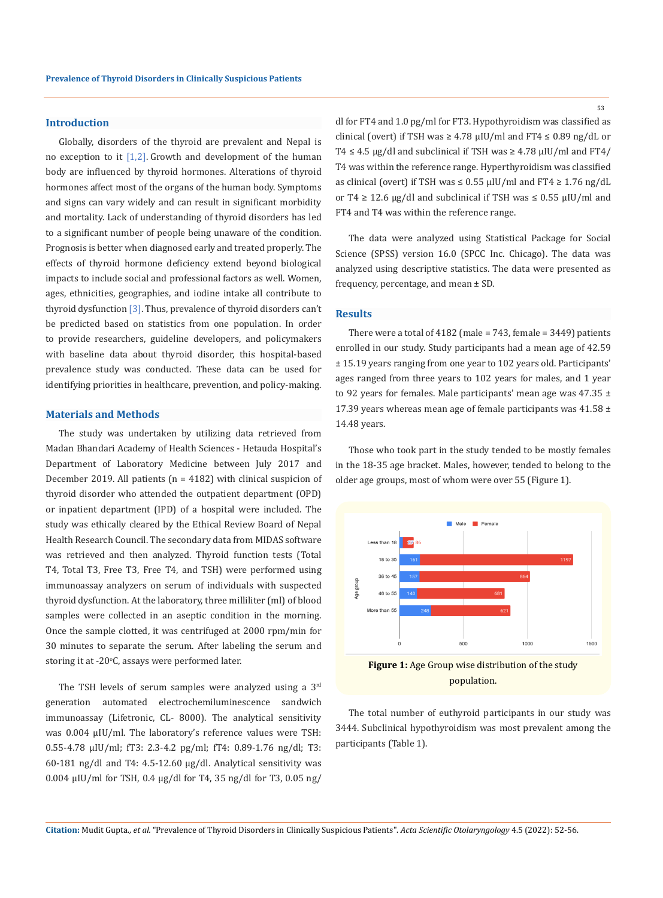## Introduction

Globally, disorders of the thyroid are prevalent and Nepal is no exception to it [1,2]. Growth and development of the human body are influenced by thyroid hormones. Alterations of thyroid hormones affect most of the organs of the human body. Symptoms and signs can vary widely and can result in significant morbidity and mortality. Lack of understanding of thyroid disorders has led to a significant number of people being unaware of the condition. Prognosis is better when diagnosed early and treated properly. The effects of thyroid hormone deficiency extend beyond biological impacts to include social and professional factors as well. Women, ages, ethnicities, geographies, and iodine intake all contribute to thyroid dysfunction [3]. Thus, prevalence of thyroid disorders can't be predicted based on statistics from one population. In order to provide researchers, guideline developers, and policymakers with baseline data about thyroid disorder, this hospital-based prevalence study was conducted. These data can be used for identifying priorities in healthcare, prevention, and policy-making.

## Materials and Methods

The study was undertaken by utilizing data retrieved from Madan Bhandari Academy of Health Sciences - Hetauda Hospital's Department of Laboratory Medicine between July 2017 and December 2019. All patients (n = 4182) with clinical suspicion of thyroid disorder who attended the outpatient department (OPD) or inpatient department (IPD) of a hospital were included. The study was ethically cleared by the Ethical Review Board of Nepal Health Research Council. The secondary data from MIDAS software was retrieved and then analyzed. Thyroid function tests (Total T4, Total T3, Free T3, Free T4, and TSH) were performed using immunoassay analyzers on serum of individuals with suspected thyroid dysfunction. At the laboratory, three milliliter (ml) of blood samples were collected in an aseptic condition in the morning. Once the sample clotted, it was centrifuged at 2000 rpm/min for 30 minutes to separate the serum. After labeling the serum and storing it at -20°C, assays were performed later.

The TSH levels of serum samples were analyzed using a 3rd generation automated electrochemiluminescence sandwich immunoassay (Lifetronic, CL- 8000). The analytical sensitivity was 0.004 µIU/ml. The laboratory's reference values were TSH: 0.55-4.78 µIU/ml; fT3: 2.3-4.2 pg/ml; fT4: 0.89-1.76 ng/dl; T3: 60-181 ng/dl and T4: 4.5-12.60 µg/dl. Analytical sensitivity was 0.004 µIU/ml for TSH, 0.4 µg/dl for T4, 35 ng/dl for T3, 0.05 ng/dl for FT4 and 1.0 pg/ml for FT3. Hypothyroidism was classified as clinical (overt) if TSH was ≥ 4.78 µIU/ml and FT4 ≤ 0.89 ng/dL or T4 ≤ 4.5 µg/dl and subclinical if TSH was ≥ 4.78 µIU/ml and FT4/T4 was within the reference range. Hyperthyroidism was classified as clinical (overt) if TSH was ≤ 0.55 µIU/ml and FT4 ≥ 1.76 ng/dL or T4 ≥ 12.6 µg/dl and subclinical if TSH was ≤ 0.55 µIU/ml and FT4 and T4 was within the reference range.

The data were analyzed using Statistical Package for Social Science (SPSS) version 16.0 (SPCC Inc. Chicago). The data was analyzed using descriptive statistics. The data were presented as frequency, percentage, and mean ± SD.

## Results

There were a total of 4182 (male = 743, female = 3449) patients enrolled in our study. Study participants had a mean age of 42.59 ± 15.19 years ranging from one year to 102 years old. Participants' ages ranged from three years to 102 years for males, and 1 year to 92 years for females. Male participants' mean age was 47.35 ± 17.39 years whereas mean age of female participants was 41.58 ± 14.48 years.

Those who took part in the study tended to be mostly females in the 18-35 age bracket. Males, however, tended to belong to the older age groups, most of whom were over 55 (Figure 1).

| Age group | Male | Female |
|---|---|---|
| Less than 18 | 37 | 86 |
| 18 to 35 | 161 | 1197 |
| 36 to 45 | 157 | 864 |
| 46 to 55 | 140 | 681 |
| More than 55 | 248 | 621 |

**Figure 1:** Age Group wise distribution of the study population.

The total number of euthyroid participants in our study was 3444. Subclinical hypothyroidism was most prevalent among the participants (Table 1).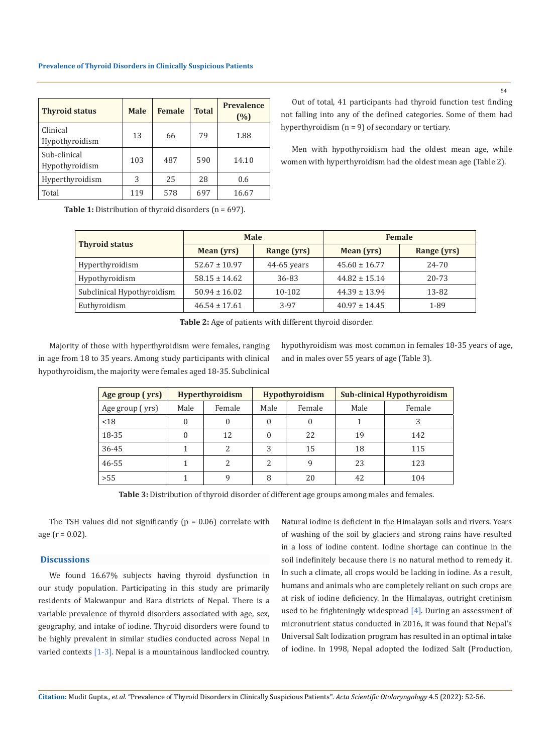| Thyroid status | Male | Female | Total | Prevalence (%) |
|---|---|---|---|---|
| Clinical Hypothyroidism | 13 | 66 | 79 | 1.88 |
| Sub-clinical Hypothyroidism | 103 | 487 | 590 | 14.10 |
| Hyperthyroidism | 3 | 25 | 28 | 0.6 |
| Total | 119 | 578 | 697 | 16.67 |

**Table 1:** Distribution of thyroid disorders (n = 697).

Out of total, 41 participants had thyroid function test finding not falling into any of the defined categories. Some of them had hyperthyroidism (n = 9) of secondary or tertiary.

Men with hypothyroidism had the oldest mean age, while women with hyperthyroidism had the oldest mean age (Table 2).

| Thyroid status | Male | | Female | |
|---|---|---|---|---|
| | Mean (yrs) | Range (yrs) | Mean (yrs) | Range (yrs) |
| Hyperthyroidism | 52.67 ± 10.97 | 44-65 years | 45.60 ± 16.77 | 24-70 |
| Hypothyroidism | 58.15 ± 14.62 | 36-83 | 44.82 ± 15.14 | 20-73 |
| Subclinical Hypothyroidism | 50.94 ± 16.02 | 10-102 | 44.39 ± 13.94 | 13-82 |
| Euthyroidism | 46.54 ± 17.61 | 3-97 | 40.97 ± 14.45 | 1-89 |

**Table 2:** Age of patients with different thyroid disorder.

Majority of those with hyperthyroidism were females, ranging in age from 18 to 35 years. Among study participants with clinical hypothyroidism, the majority were females aged 18-35. Subclinical hypothyroidism was most common in females 18-35 years of age, and in males over 55 years of age (Table 3).

| Age group ( yrs) | Hyperthyroidism | | Hypothyroidism | | Sub-clinical Hypothyroidism | |
|---|---|---|---|---|---|---|
| Age group ( yrs) | Male | Female | Male | Female | Male | Female |
| <18 | 0 | 0 | 0 | 0 | 1 | 3 |
| 18-35 | 0 | 12 | 0 | 22 | 19 | 142 |
| 36-45 | 1 | 2 | 3 | 15 | 18 | 115 |
| 46-55 | 1 | 2 | 2 | 9 | 23 | 123 |
| >55 | 1 | 9 | 8 | 20 | 42 | 104 |

**Table 3:** Distribution of thyroid disorder of different age groups among males and females.

The TSH values did not significantly ($p = 0.06$) correlate with age ($r = 0.02$).

## Discussions

We found 16.67% subjects having thyroid dysfunction in our study population. Participating in this study are primarily residents of Makwanpur and Bara districts of Nepal. There is a variable prevalence of thyroid disorders associated with age, sex, geography, and intake of iodine. Thyroid disorders were found to be highly prevalent in similar studies conducted across Nepal in varied contexts [1-3]. Nepal is a mountainous landlocked country. Natural iodine is deficient in the Himalayan soils and rivers. Years of washing of the soil by glaciers and strong rains have resulted in a loss of iodine content. Iodine shortage can continue in the soil indefinitely because there is no natural method to remedy it. In such a climate, all crops would be lacking in iodine. As a result, humans and animals who are completely reliant on such crops are at risk of iodine deficiency. In the Himalayas, outright cretinism used to be frighteningly widespread [4]. During an assessment of micronutrient status conducted in 2016, it was found that Nepal's Universal Salt Iodization program has resulted in an optimal intake of iodine. In 1998, Nepal adopted the Iodized Salt (Production,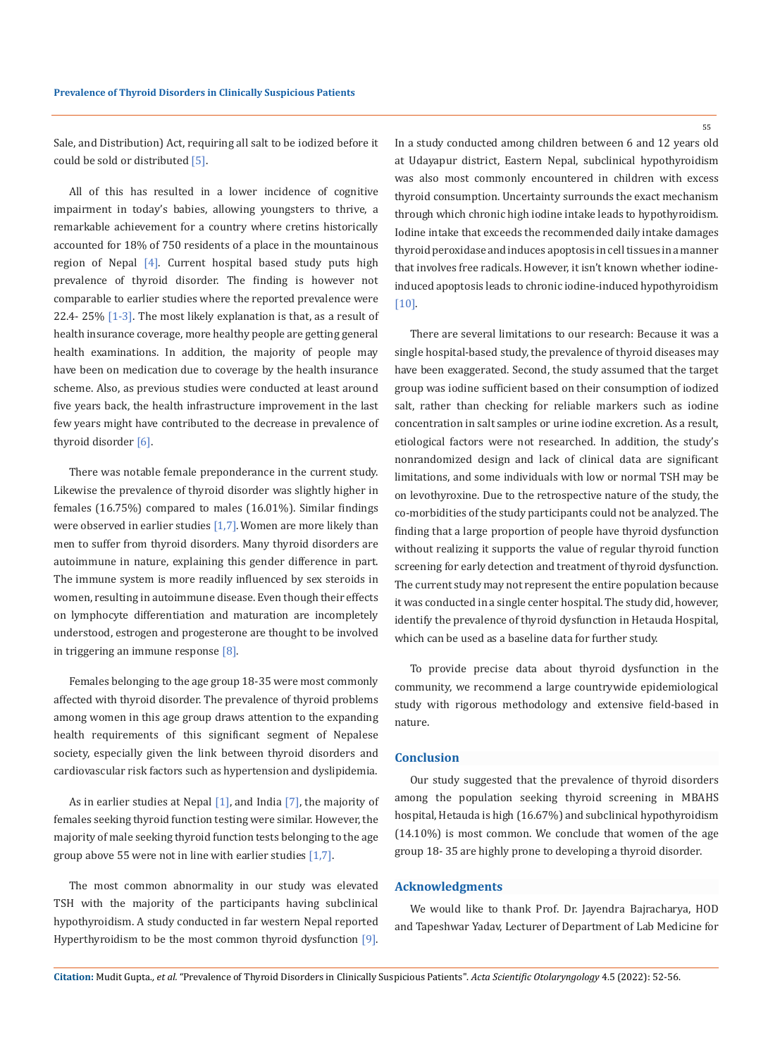Sale, and Distribution) Act, requiring all salt to be iodized before it could be sold or distributed [5].

All of this has resulted in a lower incidence of cognitive impairment in today's babies, allowing youngsters to thrive, a remarkable achievement for a country where cretins historically accounted for 18% of 750 residents of a place in the mountainous region of Nepal [4]. Current hospital based study puts high prevalence of thyroid disorder. The finding is however not comparable to earlier studies where the reported prevalence were 22.4- 25% [1-3]. The most likely explanation is that, as a result of health insurance coverage, more healthy people are getting general health examinations. In addition, the majority of people may have been on medication due to coverage by the health insurance scheme. Also, as previous studies were conducted at least around five years back, the health infrastructure improvement in the last few years might have contributed to the decrease in prevalence of thyroid disorder [6].

There was notable female preponderance in the current study. Likewise the prevalence of thyroid disorder was slightly higher in females (16.75%) compared to males (16.01%). Similar findings were observed in earlier studies [1,7]. Women are more likely than men to suffer from thyroid disorders. Many thyroid disorders are autoimmune in nature, explaining this gender difference in part. The immune system is more readily influenced by sex steroids in women, resulting in autoimmune disease. Even though their effects on lymphocyte differentiation and maturation are incompletely understood, estrogen and progesterone are thought to be involved in triggering an immune response [8].

Females belonging to the age group 18-35 were most commonly affected with thyroid disorder. The prevalence of thyroid problems among women in this age group draws attention to the expanding health requirements of this significant segment of Nepalese society, especially given the link between thyroid disorders and cardiovascular risk factors such as hypertension and dyslipidemia.

As in earlier studies at Nepal [1], and India [7], the majority of females seeking thyroid function testing were similar. However, the majority of male seeking thyroid function tests belonging to the age group above 55 were not in line with earlier studies [1,7].

The most common abnormality in our study was elevated TSH with the majority of the participants having subclinical hypothyroidism. A study conducted in far western Nepal reported Hyperthyroidism to be the most common thyroid dysfunction [9]. In a study conducted among children between 6 and 12 years old at Udayapur district, Eastern Nepal, subclinical hypothyroidism was also most commonly encountered in children with excess thyroid consumption. Uncertainty surrounds the exact mechanism through which chronic high iodine intake leads to hypothyroidism. Iodine intake that exceeds the recommended daily intake damages thyroid peroxidase and induces apoptosis in cell tissues in a manner that involves free radicals. However, it isn't known whether iodine-induced apoptosis leads to chronic iodine-induced hypothyroidism [10].

There are several limitations to our research: Because it was a single hospital-based study, the prevalence of thyroid diseases may have been exaggerated. Second, the study assumed that the target group was iodine sufficient based on their consumption of iodized salt, rather than checking for reliable markers such as iodine concentration in salt samples or urine iodine excretion. As a result, etiological factors were not researched. In addition, the study's nonrandomized design and lack of clinical data are significant limitations, and some individuals with low or normal TSH may be on levothyroxine. Due to the retrospective nature of the study, the co-morbidities of the study participants could not be analyzed. The finding that a large proportion of people have thyroid dysfunction without realizing it supports the value of regular thyroid function screening for early detection and treatment of thyroid dysfunction. The current study may not represent the entire population because it was conducted in a single center hospital. The study did, however, identify the prevalence of thyroid dysfunction in Hetauda Hospital, which can be used as a baseline data for further study.

To provide precise data about thyroid dysfunction in the community, we recommend a large countrywide epidemiological study with rigorous methodology and extensive field-based in nature.

## Conclusion

Our study suggested that the prevalence of thyroid disorders among the population seeking thyroid screening in MBAHS hospital, Hetauda is high (16.67%) and subclinical hypothyroidism (14.10%) is most common. We conclude that women of the age group 18- 35 are highly prone to developing a thyroid disorder.

## Acknowledgments

We would like to thank Prof. Dr. Jayendra Bajracharya, HOD and Tapeshwar Yadav, Lecturer of Department of Lab Medicine for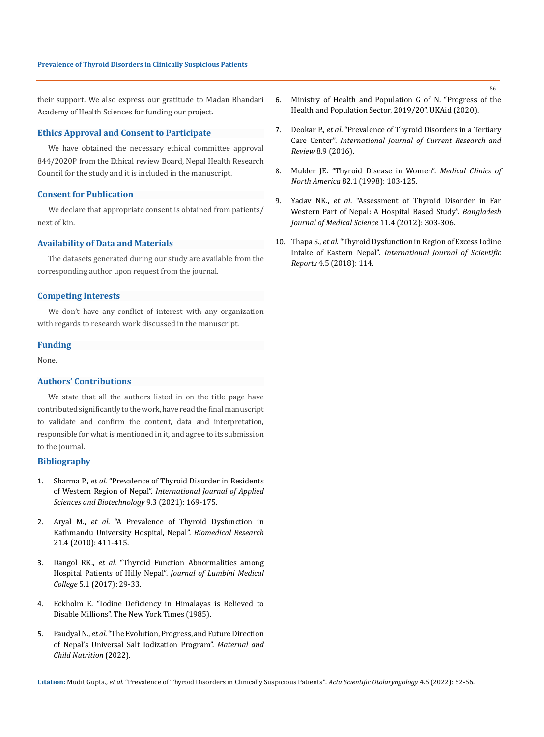their support. We also express our gratitude to Madan Bhandari Academy of Health Sciences for funding our project.

## Ethics Approval and Consent to Participate

We have obtained the necessary ethical committee approval 844/2020P from the Ethical review Board, Nepal Health Research Council for the study and it is included in the manuscript.

## Consent for Publication

We declare that appropriate consent is obtained from patients/ next of kin.

## Availability of Data and Materials

The datasets generated during our study are available from the corresponding author upon request from the journal.

## Competing Interests

We don't have any conflict of interest with any organization with regards to research work discussed in the manuscript.

## Funding

None.

## Authors' Contributions

We state that all the authors listed in on the title page have contributed significantly to the work, have read the final manuscript to validate and confirm the content, data and interpretation, responsible for what is mentioned in it, and agree to its submission to the journal.

## Bibliography

1. Sharma P., *et al*. "Prevalence of Thyroid Disorder in Residents of Western Region of Nepal". *International Journal of Applied Sciences and Biotechnology* 9.3 (2021): 169-175.
2. Aryal M., *et al*. "A Prevalence of Thyroid Dysfunction in Kathmandu University Hospital, Nepal". *Biomedical Research* 21.4 (2010): 411-415.
3. Dangol RK., *et al*. "Thyroid Function Abnormalities among Hospital Patients of Hilly Nepal". *Journal of Lumbini Medical College* 5.1 (2017): 29-33.
4. Eckholm E. "Iodine Deficiency in Himalayas is Believed to Disable Millions". The New York Times (1985).
5. Paudyal N., *et al*. "The Evolution, Progress, and Future Direction of Nepal's Universal Salt Iodization Program". *Maternal and Child Nutrition* (2022).
6. Ministry of Health and Population G of N. "Progress of the Health and Population Sector, 2019/20". UKAid (2020).
7. Deokar P., *et al*. "Prevalence of Thyroid Disorders in a Tertiary Care Center". *International Journal of Current Research and Review* 8.9 (2016).
8. Mulder JE. "Thyroid Disease in Women". *Medical Clinics of North America* 82.1 (1998): 103-125.
9. Yadav NK., *et al*. "Assessment of Thyroid Disorder in Far Western Part of Nepal: A Hospital Based Study". *Bangladesh Journal of Medical Science* 11.4 (2012): 303-306.
10. Thapa S., *et al*. "Thyroid Dysfunction in Region of Excess Iodine Intake of Eastern Nepal". *International Journal of Scientific Reports* 4.5 (2018): 114.